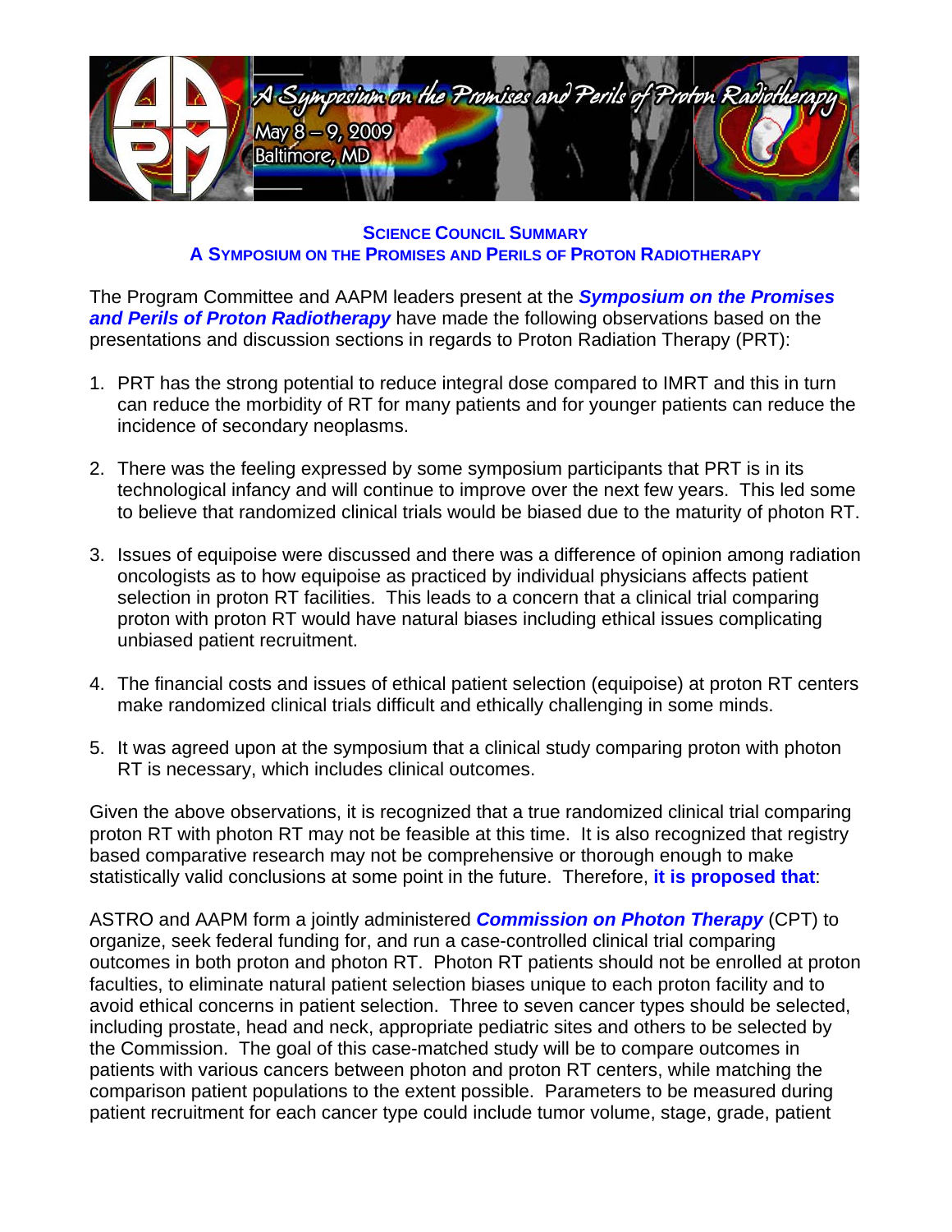A Symposium on the Promises and Perils of Proton Radiotherapy

May 8 – 9, 2009

Baltimore, MD

## SCIENCE COUNCIL SUMMARY
## A SYMPOSIUM ON THE PROMISES AND PERILS OF PROTON RADIOTHERAPY

The Program Committee and AAPM leaders present at the ***Symposium on the Promises and Perils of Proton Radiotherapy*** have made the following observations based on the presentations and discussion sections in regards to Proton Radiation Therapy (PRT):

1. PRT has the strong potential to reduce integral dose compared to IMRT and this in turn can reduce the morbidity of RT for many patients and for younger patients can reduce the incidence of secondary neoplasms.

2. There was the feeling expressed by some symposium participants that PRT is in its technological infancy and will continue to improve over the next few years. This led some to believe that randomized clinical trials would be biased due to the maturity of photon RT.

3. Issues of equipoise were discussed and there was a difference of opinion among radiation oncologists as to how equipoise as practiced by individual physicians affects patient selection in proton RT facilities. This leads to a concern that a clinical trial comparing proton with proton RT would have natural biases including ethical issues complicating unbiased patient recruitment.

4. The financial costs and issues of ethical patient selection (equipoise) at proton RT centers make randomized clinical trials difficult and ethically challenging in some minds.

5. It was agreed upon at the symposium that a clinical study comparing proton with photon RT is necessary, which includes clinical outcomes.

Given the above observations, it is recognized that a true randomized clinical trial comparing proton RT with photon RT may not be feasible at this time. It is also recognized that registry based comparative research may not be comprehensive or thorough enough to make statistically valid conclusions at some point in the future. Therefore, **it is proposed that**:

ASTRO and AAPM form a jointly administered ***Commission on Photon Therapy*** (CPT) to organize, seek federal funding for, and run a case-controlled clinical trial comparing outcomes in both proton and photon RT. Photon RT patients should not be enrolled at proton faculties, to eliminate natural patient selection biases unique to each proton facility and to avoid ethical concerns in patient selection. Three to seven cancer types should be selected, including prostate, head and neck, appropriate pediatric sites and others to be selected by the Commission. The goal of this case-matched study will be to compare outcomes in patients with various cancers between photon and proton RT centers, while matching the comparison patient populations to the extent possible. Parameters to be measured during patient recruitment for each cancer type could include tumor volume, stage, grade, patient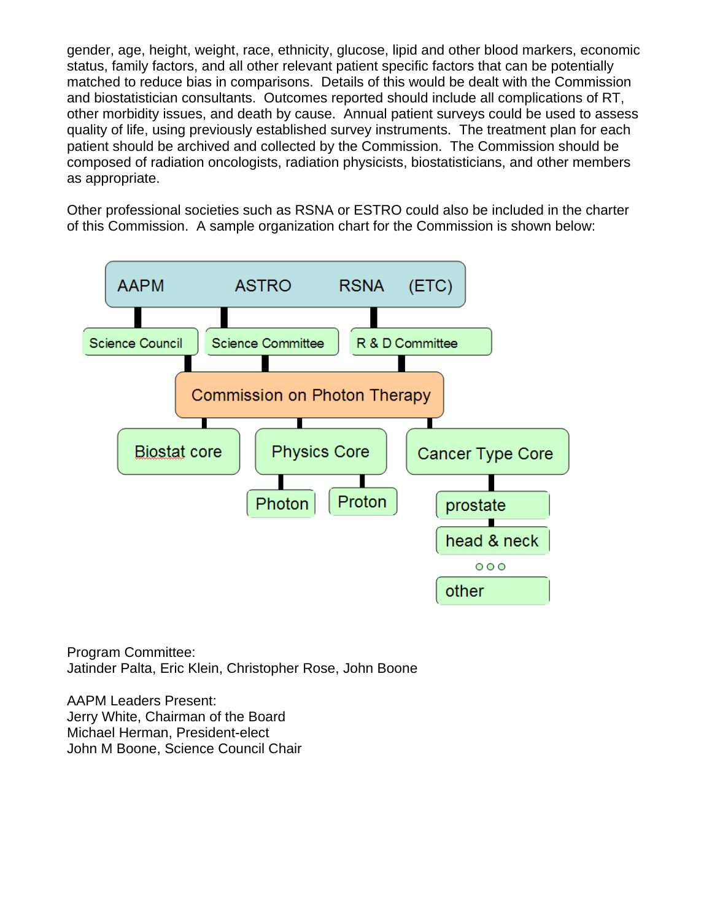gender, age, height, weight, race, ethnicity, glucose, lipid and other blood markers, economic status, family factors, and all other relevant patient specific factors that can be potentially matched to reduce bias in comparisons. Details of this would be dealt with the Commission and biostatistician consultants. Outcomes reported should include all complications of RT, other morbidity issues, and death by cause. Annual patient surveys could be used to assess quality of life, using previously established survey instruments. The treatment plan for each patient should be archived and collected by the Commission. The Commission should be composed of radiation oncologists, radiation physicists, biostatisticians, and other members as appropriate.

Other professional societies such as RSNA or ESTRO could also be included in the charter of this Commission. A sample organization chart for the Commission is shown below:

AAPM ASTRO RSNA (ETC)

Science Council

Science Committee

R & D Committee

Commission on Photon Therapy

Biostat core

Physics Core

Photon

Proton

Cancer Type Core

prostate

head & neck

○○○

other

Program Committee:
Jatinder Palta, Eric Klein, Christopher Rose, John Boone

AAPM Leaders Present:
Jerry White, Chairman of the Board
Michael Herman, President-elect
John M Boone, Science Council Chair